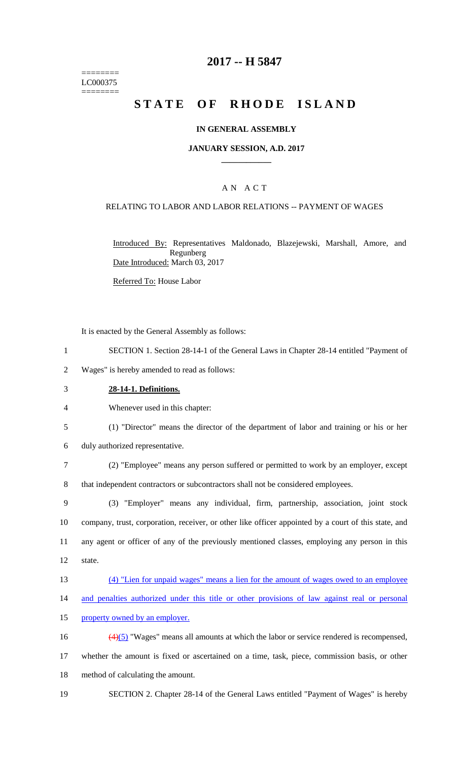========
LC000375
========

# 2017 -- H 5847

# STATE OF RHODE ISLAND

## IN GENERAL ASSEMBLY

### JANUARY SESSION, A.D. 2017

---

A N A C T

RELATING TO LABOR AND LABOR RELATIONS -- PAYMENT OF WAGES

Introduced By: Representatives Maldonado, Blazejewski, Marshall, Amore, and Regunberg
Date Introduced: March 03, 2017

Referred To: House Labor

It is enacted by the General Assembly as follows:

1 SECTION 1. Section 28-14-1 of the General Laws in Chapter 28-14 entitled "Payment of
2 Wages" is hereby amended to read as follows:

3 **28-14-1. Definitions.**

4 Whenever used in this chapter:

5 (1) "Director" means the director of the department of labor and training or his or her
6 duly authorized representative.

7 (2) "Employee" means any person suffered or permitted to work by an employer, except
8 that independent contractors or subcontractors shall not be considered employees.

9 (3) "Employer" means any individual, firm, partnership, association, joint stock
10 company, trust, corporation, receiver, or other like officer appointed by a court of this state, and
11 any agent or officer of any of the previously mentioned classes, employing any person in this
12 state.

13 (4) "Lien for unpaid wages" means a lien for the amount of wages owed to an employee
14 and penalties authorized under this title or other provisions of law against real or personal
15 property owned by an employer.

16 ~~(4)~~(5) "Wages" means all amounts at which the labor or service rendered is recompensed,
17 whether the amount is fixed or ascertained on a time, task, piece, commission basis, or other
18 method of calculating the amount.

19 SECTION 2. Chapter 28-14 of the General Laws entitled "Payment of Wages" is hereby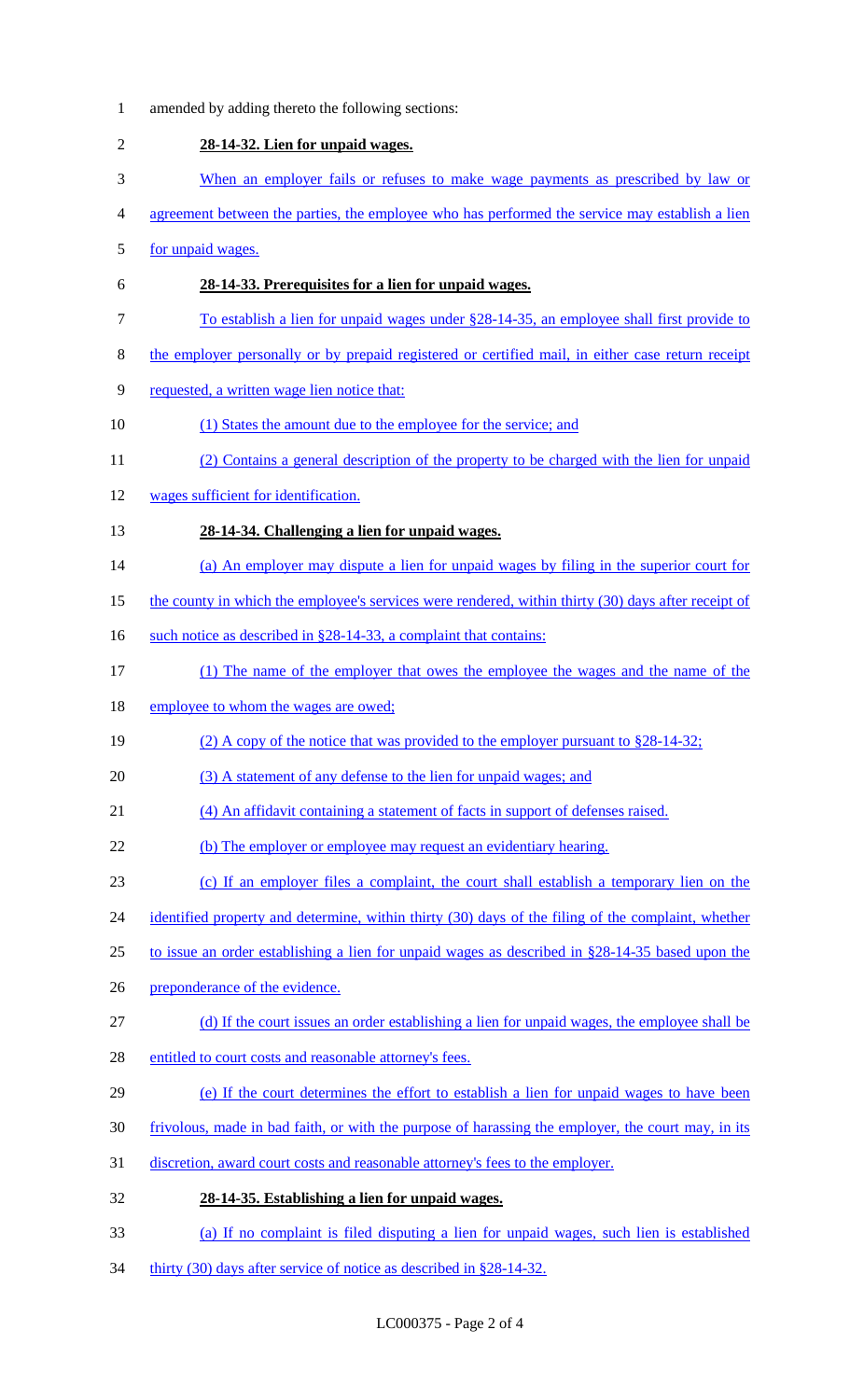amended by adding thereto the following sections:

**28-14-32. Lien for unpaid wages.**

When an employer fails or refuses to make wage payments as prescribed by law or agreement between the parties, the employee who has performed the service may establish a lien for unpaid wages.

**28-14-33. Prerequisites for a lien for unpaid wages.**

To establish a lien for unpaid wages under §28-14-35, an employee shall first provide to the employer personally or by prepaid registered or certified mail, in either case return receipt requested, a written wage lien notice that:

(1) States the amount due to the employee for the service; and

(2) Contains a general description of the property to be charged with the lien for unpaid wages sufficient for identification.

**28-14-34. Challenging a lien for unpaid wages.**

(a) An employer may dispute a lien for unpaid wages by filing in the superior court for the county in which the employee's services were rendered, within thirty (30) days after receipt of such notice as described in §28-14-33, a complaint that contains:

(1) The name of the employer that owes the employee the wages and the name of the employee to whom the wages are owed;

(2) A copy of the notice that was provided to the employer pursuant to §28-14-32;

(3) A statement of any defense to the lien for unpaid wages; and

(4) An affidavit containing a statement of facts in support of defenses raised.

(b) The employer or employee may request an evidentiary hearing.

(c) If an employer files a complaint, the court shall establish a temporary lien on the identified property and determine, within thirty (30) days of the filing of the complaint, whether to issue an order establishing a lien for unpaid wages as described in §28-14-35 based upon the preponderance of the evidence.

(d) If the court issues an order establishing a lien for unpaid wages, the employee shall be entitled to court costs and reasonable attorney's fees.

(e) If the court determines the effort to establish a lien for unpaid wages to have been frivolous, made in bad faith, or with the purpose of harassing the employer, the court may, in its discretion, award court costs and reasonable attorney's fees to the employer.

**28-14-35. Establishing a lien for unpaid wages.**

(a) If no complaint is filed disputing a lien for unpaid wages, such lien is established thirty (30) days after service of notice as described in §28-14-32.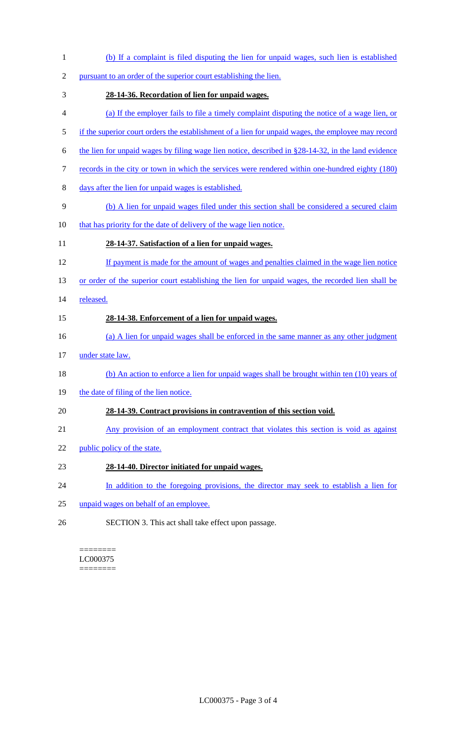(b) If a complaint is filed disputing the lien for unpaid wages, such lien is established pursuant to an order of the superior court establishing the lien.

**28-14-36. Recordation of lien for unpaid wages.**

(a) If the employer fails to file a timely complaint disputing the notice of a wage lien, or if the superior court orders the establishment of a lien for unpaid wages, the employee may record the lien for unpaid wages by filing wage lien notice, described in §28-14-32, in the land evidence records in the city or town in which the services were rendered within one-hundred eighty (180) days after the lien for unpaid wages is established.

(b) A lien for unpaid wages filed under this section shall be considered a secured claim that has priority for the date of delivery of the wage lien notice.

**28-14-37. Satisfaction of a lien for unpaid wages.**

If payment is made for the amount of wages and penalties claimed in the wage lien notice or order of the superior court establishing the lien for unpaid wages, the recorded lien shall be released.

**28-14-38. Enforcement of a lien for unpaid wages.**

(a) A lien for unpaid wages shall be enforced in the same manner as any other judgment under state law.

(b) An action to enforce a lien for unpaid wages shall be brought within ten (10) years of the date of filing of the lien notice.

**28-14-39. Contract provisions in contravention of this section void.**

Any provision of an employment contract that violates this section is void as against public policy of the state.

**28-14-40. Director initiated for unpaid wages.**

In addition to the foregoing provisions, the director may seek to establish a lien for unpaid wages on behalf of an employee.

SECTION 3. This act shall take effect upon passage.

========
LC000375
========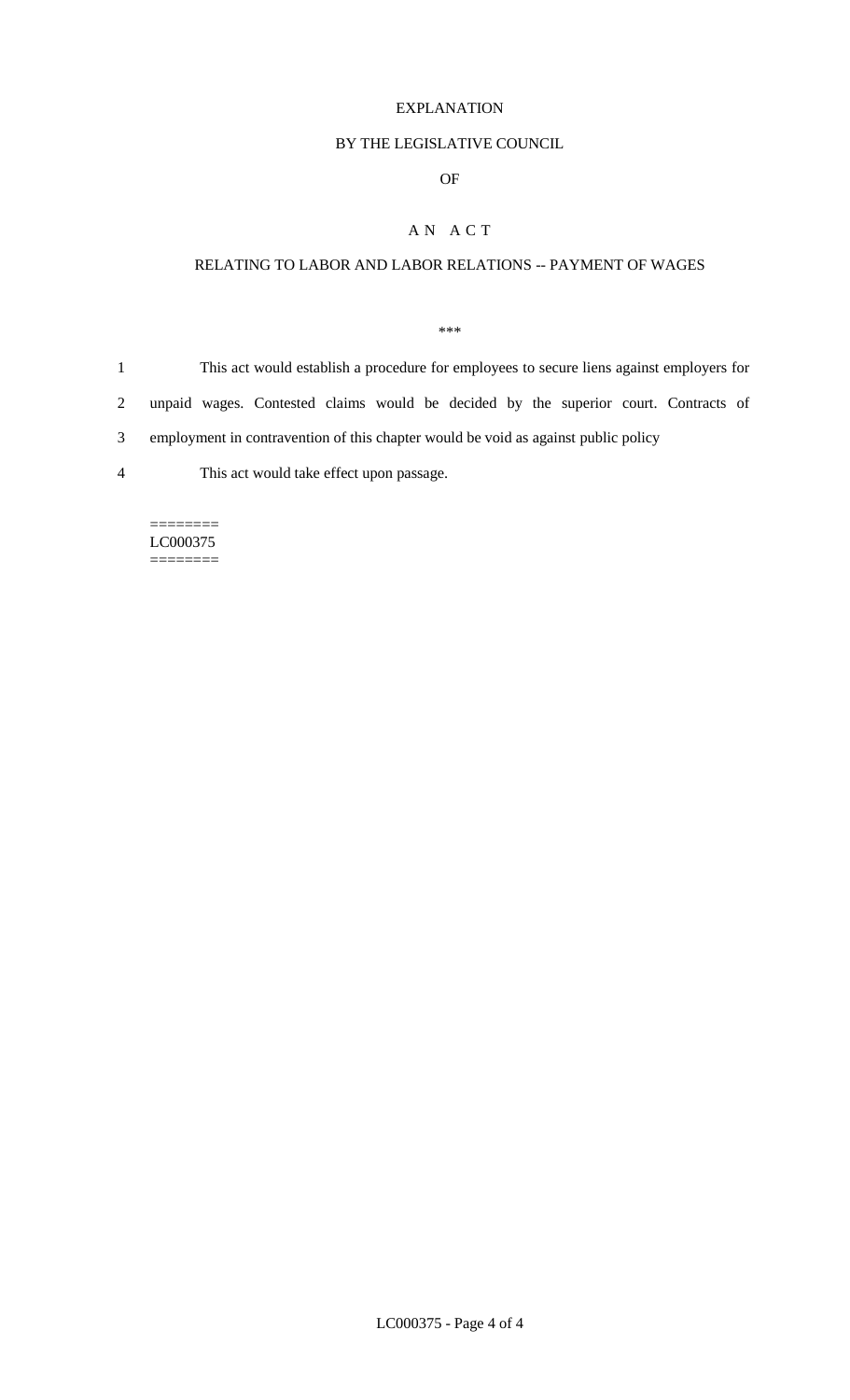EXPLANATION

BY THE LEGISLATIVE COUNCIL

OF

A N A C T

RELATING TO LABOR AND LABOR RELATIONS -- PAYMENT OF WAGES

***

1 This act would establish a procedure for employees to secure liens against employers for
2 unpaid wages. Contested claims would be decided by the superior court. Contracts of
3 employment in contravention of this chapter would be void as against public policy
4 This act would take effect upon passage.

========
LC000375
========